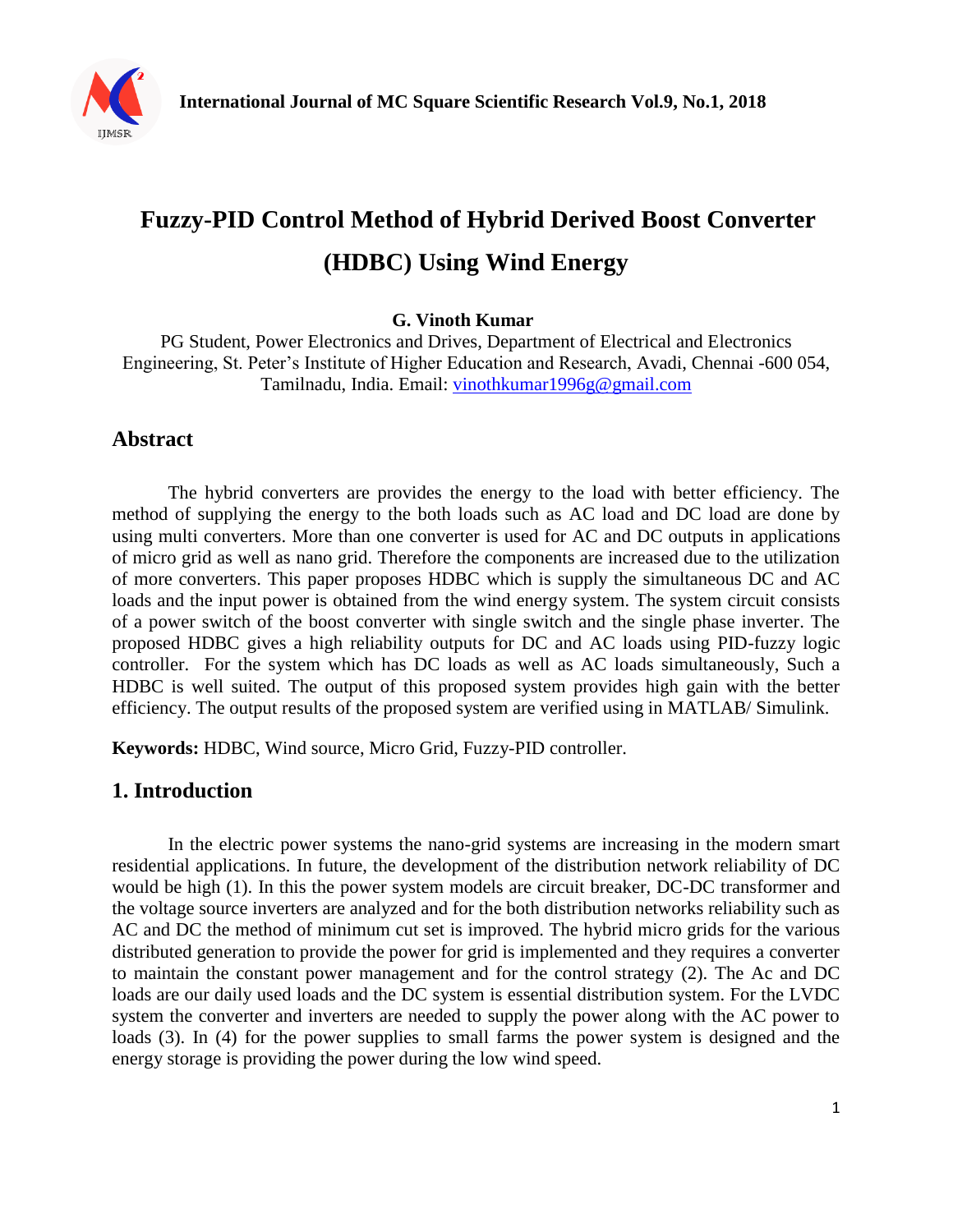# Fuzzy-PID Control Method of Hybrid Derived Boost Converter (HDBC) Using Wind Energy

**G. Vinoth Kumar**

PG Student, Power Electronics and Drives, Department of Electrical and Electronics Engineering, St. Peter's Institute of Higher Education and Research, Avadi, Chennai -600 054, Tamilnadu, India. Email: vinothkumar1996g@gmail.com

## Abstract

The hybrid converters are provides the energy to the load with better efficiency. The method of supplying the energy to the both loads such as AC load and DC load are done by using multi converters. More than one converter is used for AC and DC outputs in applications of micro grid as well as nano grid. Therefore the components are increased due to the utilization of more converters. This paper proposes HDBC which is supply the simultaneous DC and AC loads and the input power is obtained from the wind energy system. The system circuit consists of a power switch of the boost converter with single switch and the single phase inverter. The proposed HDBC gives a high reliability outputs for DC and AC loads using PID-fuzzy logic controller. For the system which has DC loads as well as AC loads simultaneously, Such a HDBC is well suited. The output of this proposed system provides high gain with the better efficiency. The output results of the proposed system are verified using in MATLAB/ Simulink.

**Keywords:** HDBC, Wind source, Micro Grid, Fuzzy-PID controller.

## 1. Introduction

In the electric power systems the nano-grid systems are increasing in the modern smart residential applications. In future, the development of the distribution network reliability of DC would be high (1). In this the power system models are circuit breaker, DC-DC transformer and the voltage source inverters are analyzed and for the both distribution networks reliability such as AC and DC the method of minimum cut set is improved. The hybrid micro grids for the various distributed generation to provide the power for grid is implemented and they requires a converter to maintain the constant power management and for the control strategy (2). The Ac and DC loads are our daily used loads and the DC system is essential distribution system. For the LVDC system the converter and inverters are needed to supply the power along with the AC power to loads (3). In (4) for the power supplies to small farms the power system is designed and the energy storage is providing the power during the low wind speed.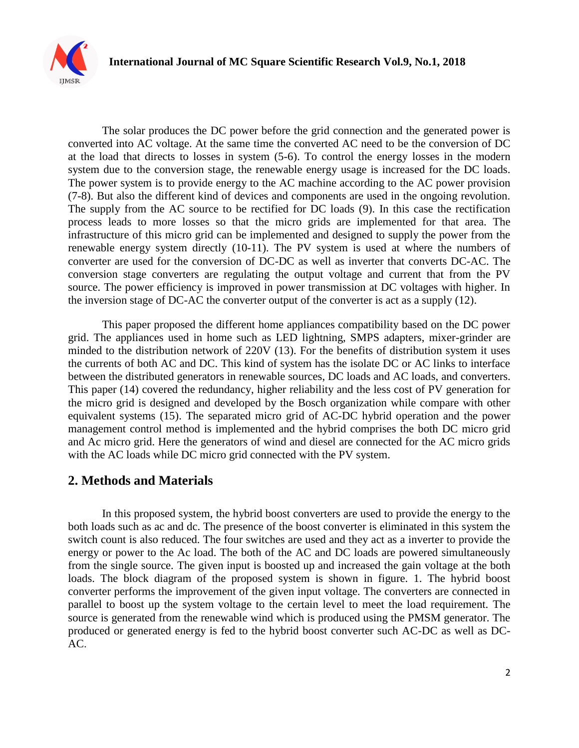The solar produces the DC power before the grid connection and the generated power is converted into AC voltage. At the same time the converted AC need to be the conversion of DC at the load that directs to losses in system (5-6). To control the energy losses in the modern system due to the conversion stage, the renewable energy usage is increased for the DC loads. The power system is to provide energy to the AC machine according to the AC power provision (7-8). But also the different kind of devices and components are used in the ongoing revolution. The supply from the AC source to be rectified for DC loads (9). In this case the rectification process leads to more losses so that the micro grids are implemented for that area. The infrastructure of this micro grid can be implemented and designed to supply the power from the renewable energy system directly (10-11). The PV system is used at where the numbers of converter are used for the conversion of DC-DC as well as inverter that converts DC-AC. The conversion stage converters are regulating the output voltage and current that from the PV source. The power efficiency is improved in power transmission at DC voltages with higher. In the inversion stage of DC-AC the converter output of the converter is act as a supply (12).

This paper proposed the different home appliances compatibility based on the DC power grid. The appliances used in home such as LED lightning, SMPS adapters, mixer-grinder are minded to the distribution network of 220V (13). For the benefits of distribution system it uses the currents of both AC and DC. This kind of system has the isolate DC or AC links to interface between the distributed generators in renewable sources, DC loads and AC loads, and converters. This paper (14) covered the redundancy, higher reliability and the less cost of PV generation for the micro grid is designed and developed by the Bosch organization while compare with other equivalent systems (15). The separated micro grid of AC-DC hybrid operation and the power management control method is implemented and the hybrid comprises the both DC micro grid and Ac micro grid. Here the generators of wind and diesel are connected for the AC micro grids with the AC loads while DC micro grid connected with the PV system.

## 2. Methods and Materials

In this proposed system, the hybrid boost converters are used to provide the energy to the both loads such as ac and dc. The presence of the boost converter is eliminated in this system the switch count is also reduced. The four switches are used and they act as a inverter to provide the energy or power to the Ac load. The both of the AC and DC loads are powered simultaneously from the single source. The given input is boosted up and increased the gain voltage at the both loads. The block diagram of the proposed system is shown in figure. 1. The hybrid boost converter performs the improvement of the given input voltage. The converters are connected in parallel to boost up the system voltage to the certain level to meet the load requirement. The source is generated from the renewable wind which is produced using the PMSM generator. The produced or generated energy is fed to the hybrid boost converter such AC-DC as well as DC-AC.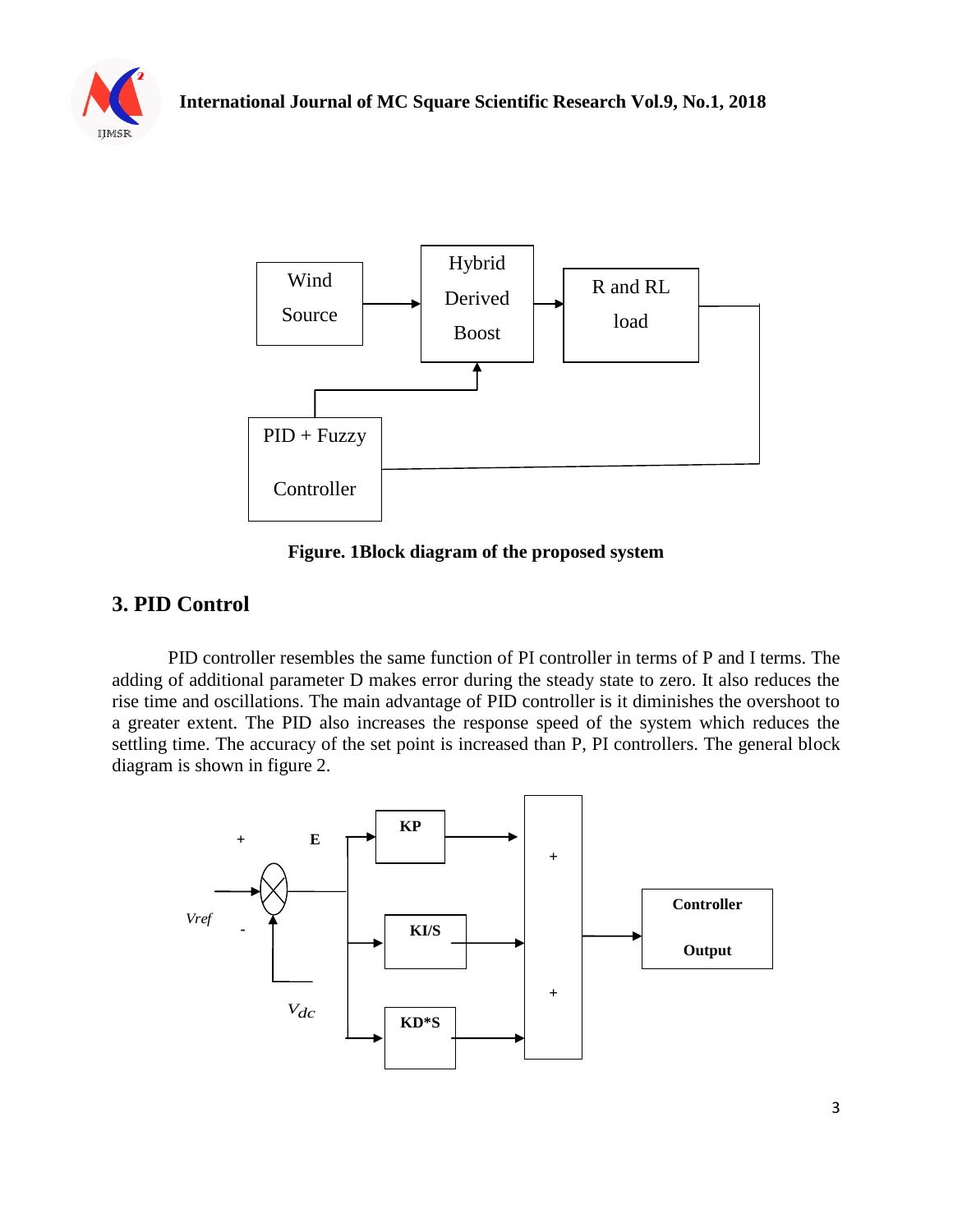Figure. 1Block diagram of the proposed system

## 3. PID Control

PID controller resembles the same function of PI controller in terms of P and I terms. The adding of additional parameter D makes error during the steady state to zero. It also reduces the rise time and oscillations. The main advantage of PID controller is it diminishes the overshoot to a greater extent. The PID also increases the response speed of the system which reduces the settling time. The accuracy of the set point is increased than P, PI controllers. The general block diagram is shown in figure 2.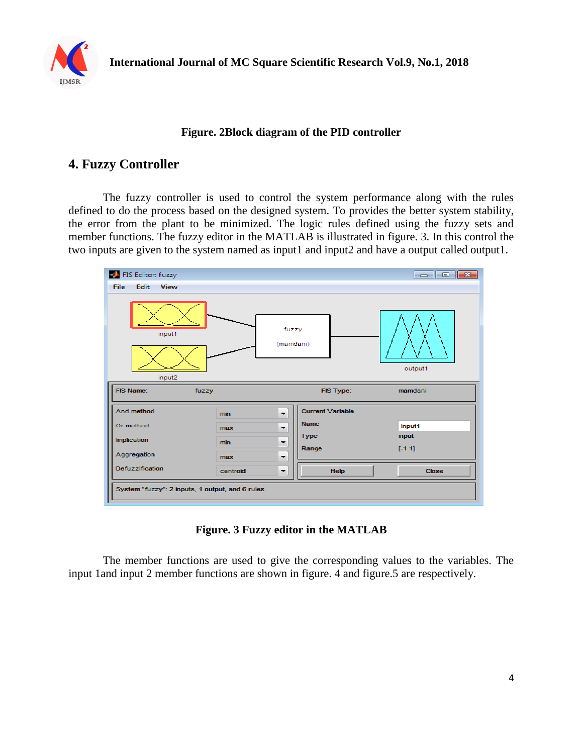**Figure. 2Block diagram of the PID controller**

## 4. Fuzzy Controller

The fuzzy controller is used to control the system performance along with the rules defined to do the process based on the designed system. To provides the better system stability, the error from the plant to be minimized. The logic rules defined using the fuzzy sets and member functions. The fuzzy editor in the MATLAB is illustrated in figure. 3. In this control the two inputs are given to the system named as input1 and input2 and have a output called output1.

**Figure. 3 Fuzzy editor in the MATLAB**

The member functions are used to give the corresponding values to the variables. The input 1and input 2 member functions are shown in figure. 4 and figure.5 are respectively.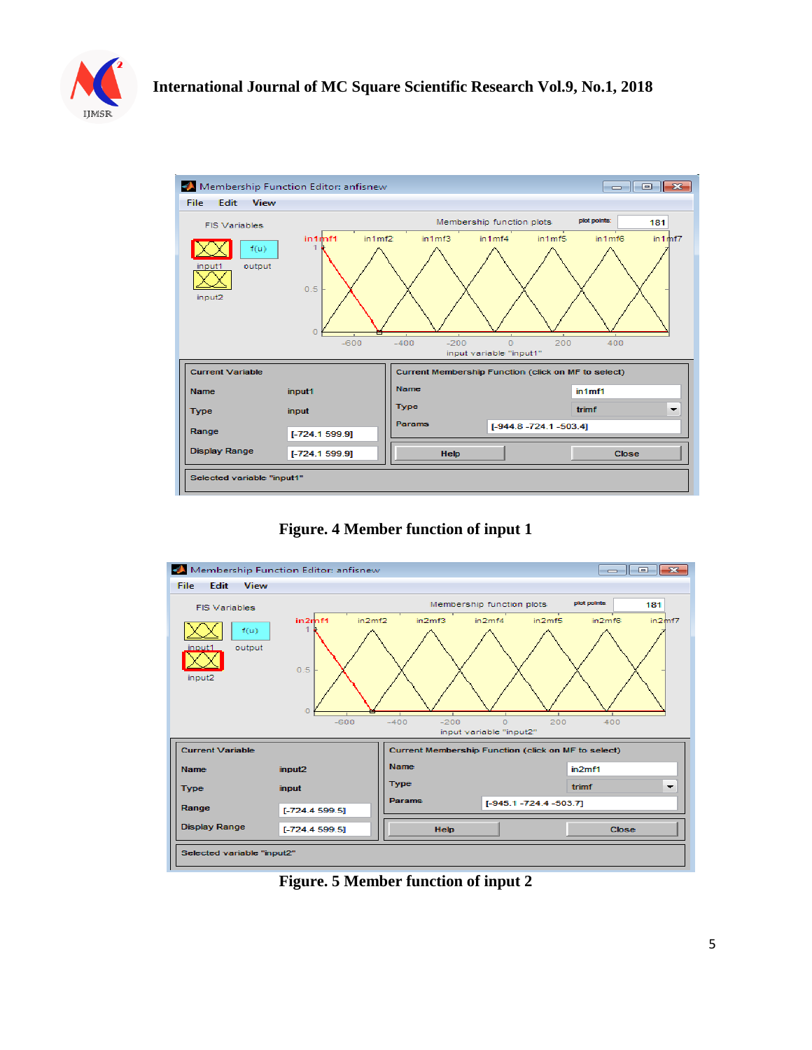Figure. 4 Member function of input 1

Figure. 5 Member function of input 2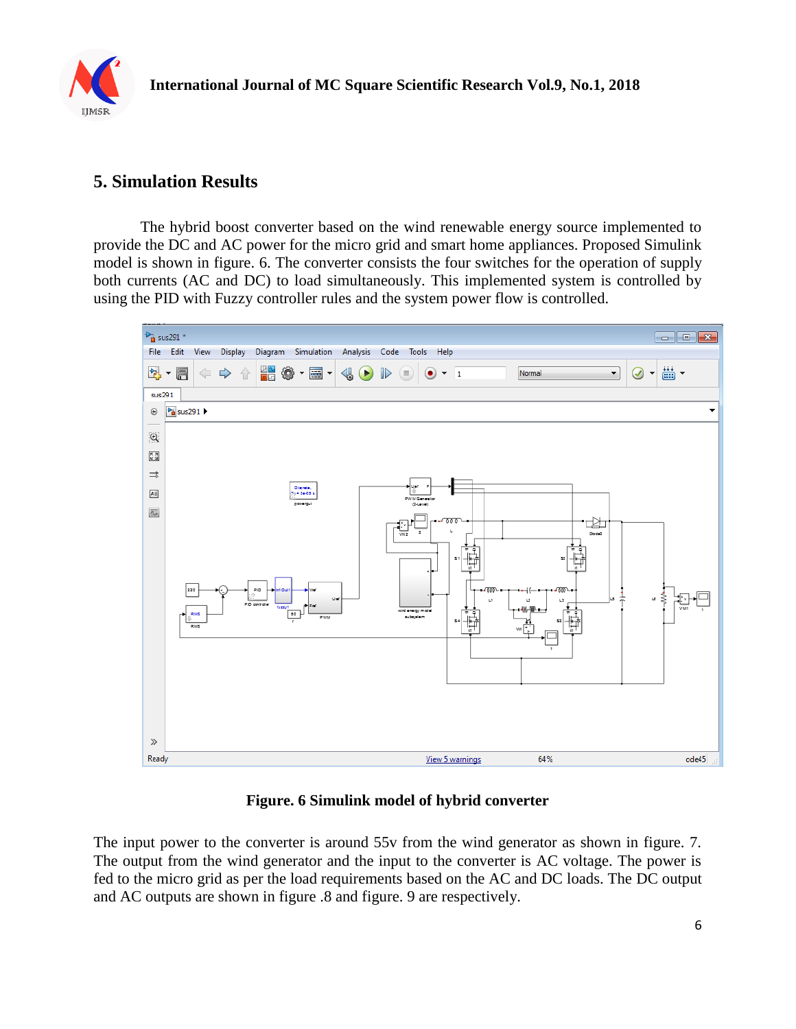## 5. Simulation Results

The hybrid boost converter based on the wind renewable energy source implemented to provide the DC and AC power for the micro grid and smart home appliances. Proposed Simulink model is shown in figure. 6. The converter consists the four switches for the operation of supply both currents (AC and DC) to load simultaneously. This implemented system is controlled by using the PID with Fuzzy controller rules and the system power flow is controlled.

**Figure. 6 Simulink model of hybrid converter**

The input power to the converter is around 55v from the wind generator as shown in figure. 7. The output from the wind generator and the input to the converter is AC voltage. The power is fed to the micro grid as per the load requirements based on the AC and DC loads. The DC output and AC outputs are shown in figure .8 and figure. 9 are respectively.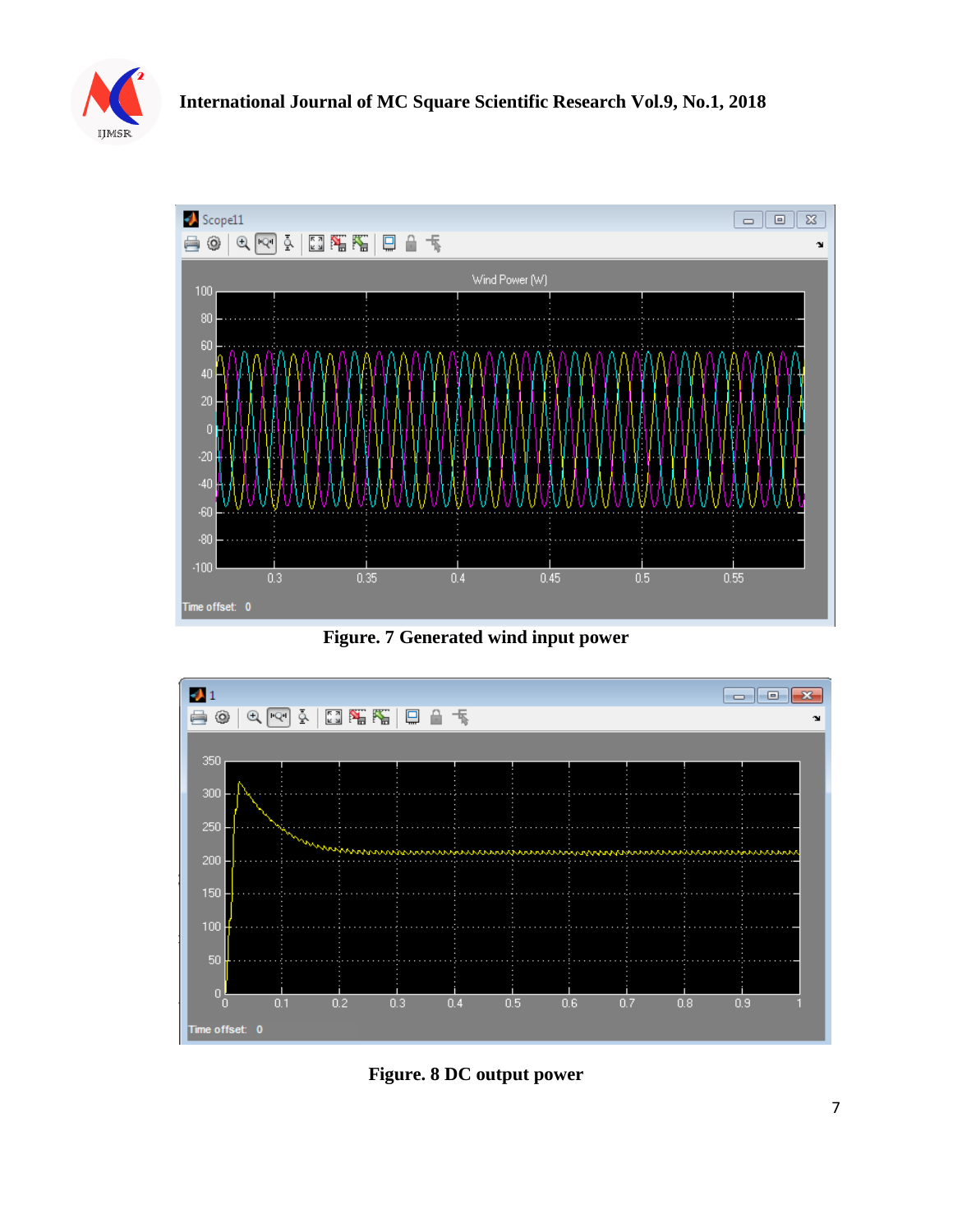**Figure. 7 Generated wind input power**

**Figure. 8 DC output power**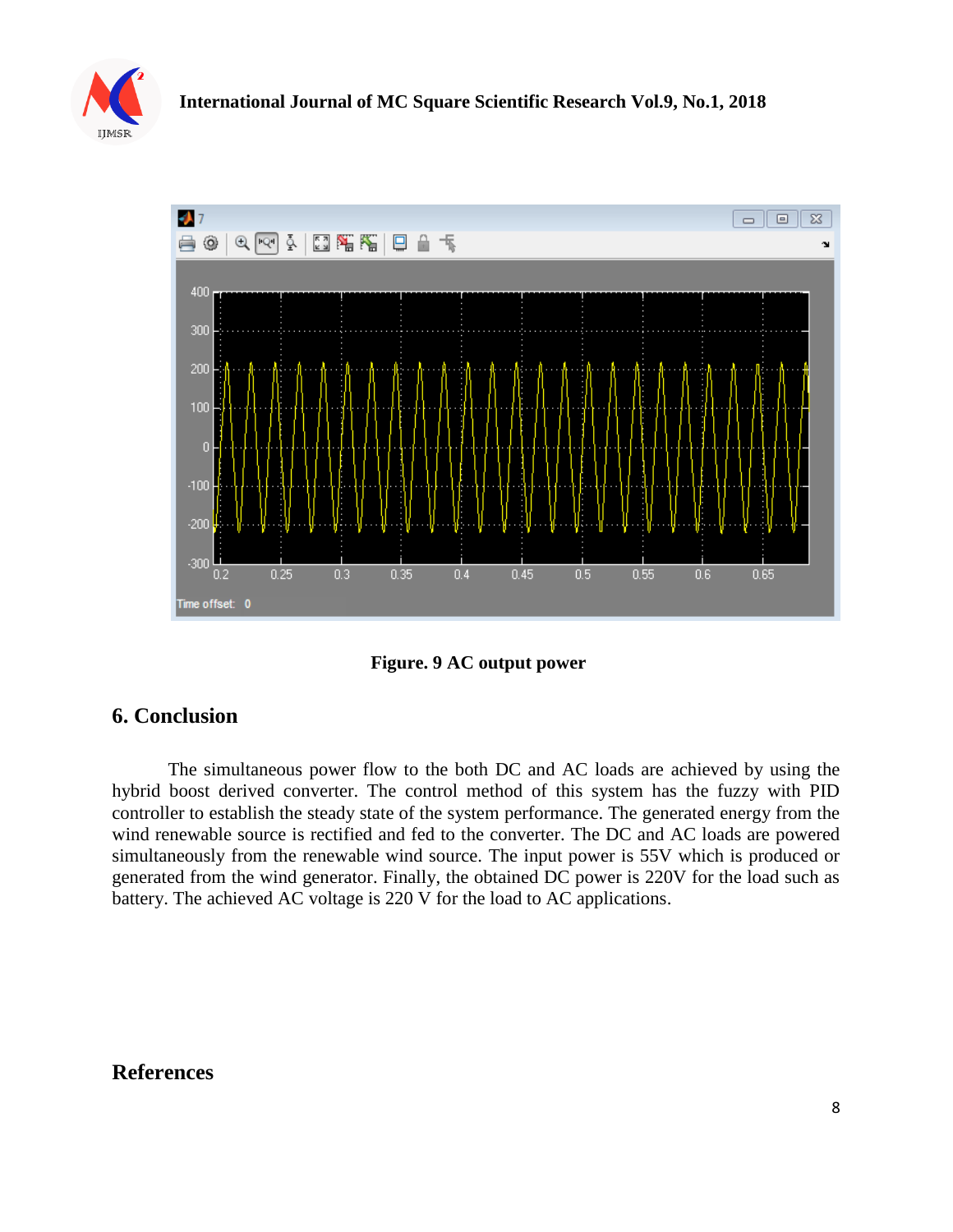Figure. 9 AC output power

## 6. Conclusion

The simultaneous power flow to the both DC and AC loads are achieved by using the hybrid boost derived converter. The control method of this system has the fuzzy with PID controller to establish the steady state of the system performance. The generated energy from the wind renewable source is rectified and fed to the converter. The DC and AC loads are powered simultaneously from the renewable wind source. The input power is 55V which is produced or generated from the wind generator. Finally, the obtained DC power is 220V for the load such as battery. The achieved AC voltage is 220 V for the load to AC applications.

## References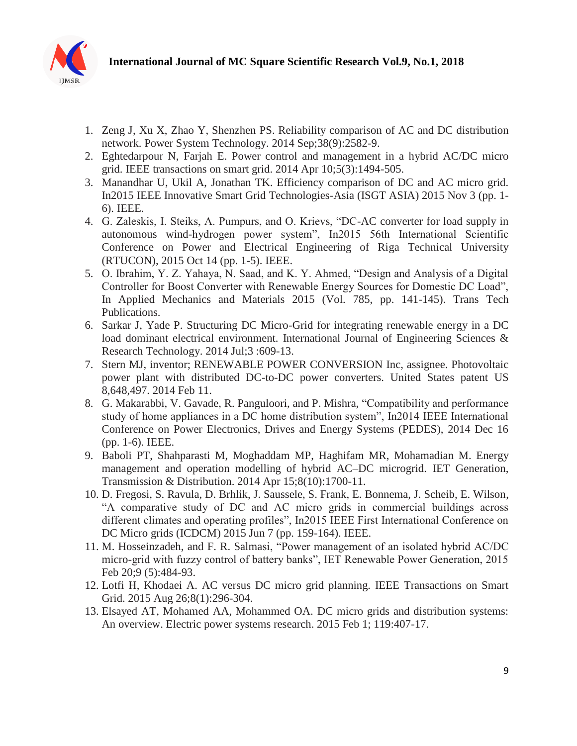1. Zeng J, Xu X, Zhao Y, Shenzhen PS. Reliability comparison of AC and DC distribution network. Power System Technology. 2014 Sep;38(9):2582-9.
2. Eghtedarpour N, Farjah E. Power control and management in a hybrid AC/DC micro grid. IEEE transactions on smart grid. 2014 Apr 10;5(3):1494-505.
3. Manandhar U, Ukil A, Jonathan TK. Efficiency comparison of DC and AC micro grid. In2015 IEEE Innovative Smart Grid Technologies-Asia (ISGT ASIA) 2015 Nov 3 (pp. 1-6). IEEE.
4. G. Zaleskis, I. Steiks, A. Pumpurs, and O. Krievs, "DC-AC converter for load supply in autonomous wind-hydrogen power system", In2015 56th International Scientific Conference on Power and Electrical Engineering of Riga Technical University (RTUCON), 2015 Oct 14 (pp. 1-5). IEEE.
5. O. Ibrahim, Y. Z. Yahaya, N. Saad, and K. Y. Ahmed, "Design and Analysis of a Digital Controller for Boost Converter with Renewable Energy Sources for Domestic DC Load", In Applied Mechanics and Materials 2015 (Vol. 785, pp. 141-145). Trans Tech Publications.
6. Sarkar J, Yade P. Structuring DC Micro-Grid for integrating renewable energy in a DC load dominant electrical environment. International Journal of Engineering Sciences & Research Technology. 2014 Jul;3 :609-13.
7. Stern MJ, inventor; RENEWABLE POWER CONVERSION Inc, assignee. Photovoltaic power plant with distributed DC-to-DC power converters. United States patent US 8,648,497. 2014 Feb 11.
8. G. Makarabbi, V. Gavade, R. Panguloori, and P. Mishra, "Compatibility and performance study of home appliances in a DC home distribution system", In2014 IEEE International Conference on Power Electronics, Drives and Energy Systems (PEDES), 2014 Dec 16 (pp. 1-6). IEEE.
9. Baboli PT, Shahparasti M, Moghaddam MP, Haghifam MR, Mohamadian M. Energy management and operation modelling of hybrid AC–DC microgrid. IET Generation, Transmission & Distribution. 2014 Apr 15;8(10):1700-11.
10. D. Fregosi, S. Ravula, D. Brhlik, J. Saussele, S. Frank, E. Bonnema, J. Scheib, E. Wilson, "A comparative study of DC and AC micro grids in commercial buildings across different climates and operating profiles", In2015 IEEE First International Conference on DC Micro grids (ICDCM) 2015 Jun 7 (pp. 159-164). IEEE.
11. M. Hosseinzadeh, and F. R. Salmasi, "Power management of an isolated hybrid AC/DC micro-grid with fuzzy control of battery banks", IET Renewable Power Generation, 2015 Feb 20;9 (5):484-93.
12. Lotfi H, Khodaei A. AC versus DC micro grid planning. IEEE Transactions on Smart Grid. 2015 Aug 26;8(1):296-304.
13. Elsayed AT, Mohamed AA, Mohammed OA. DC micro grids and distribution systems: An overview. Electric power systems research. 2015 Feb 1; 119:407-17.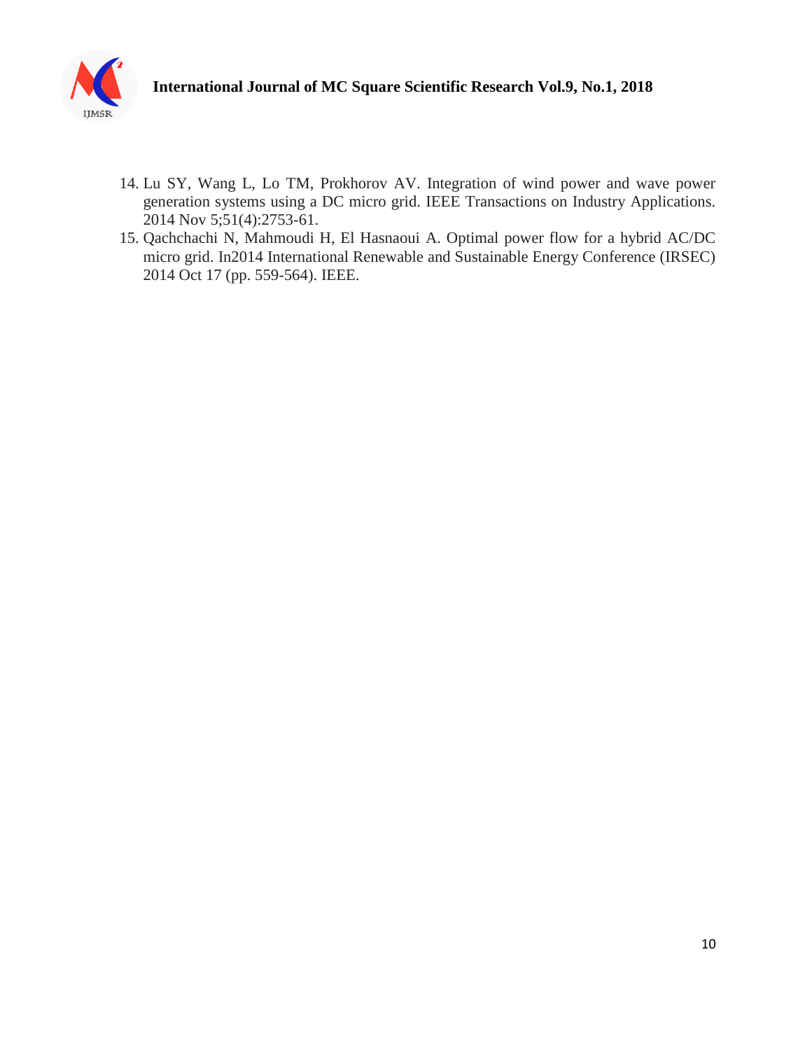14. Lu SY, Wang L, Lo TM, Prokhorov AV. Integration of wind power and wave power generation systems using a DC micro grid. IEEE Transactions on Industry Applications. 2014 Nov 5;51(4):2753-61.
15. Qachchachi N, Mahmoudi H, El Hasnaoui A. Optimal power flow for a hybrid AC/DC micro grid. In2014 International Renewable and Sustainable Energy Conference (IRSEC) 2014 Oct 17 (pp. 559-564). IEEE.